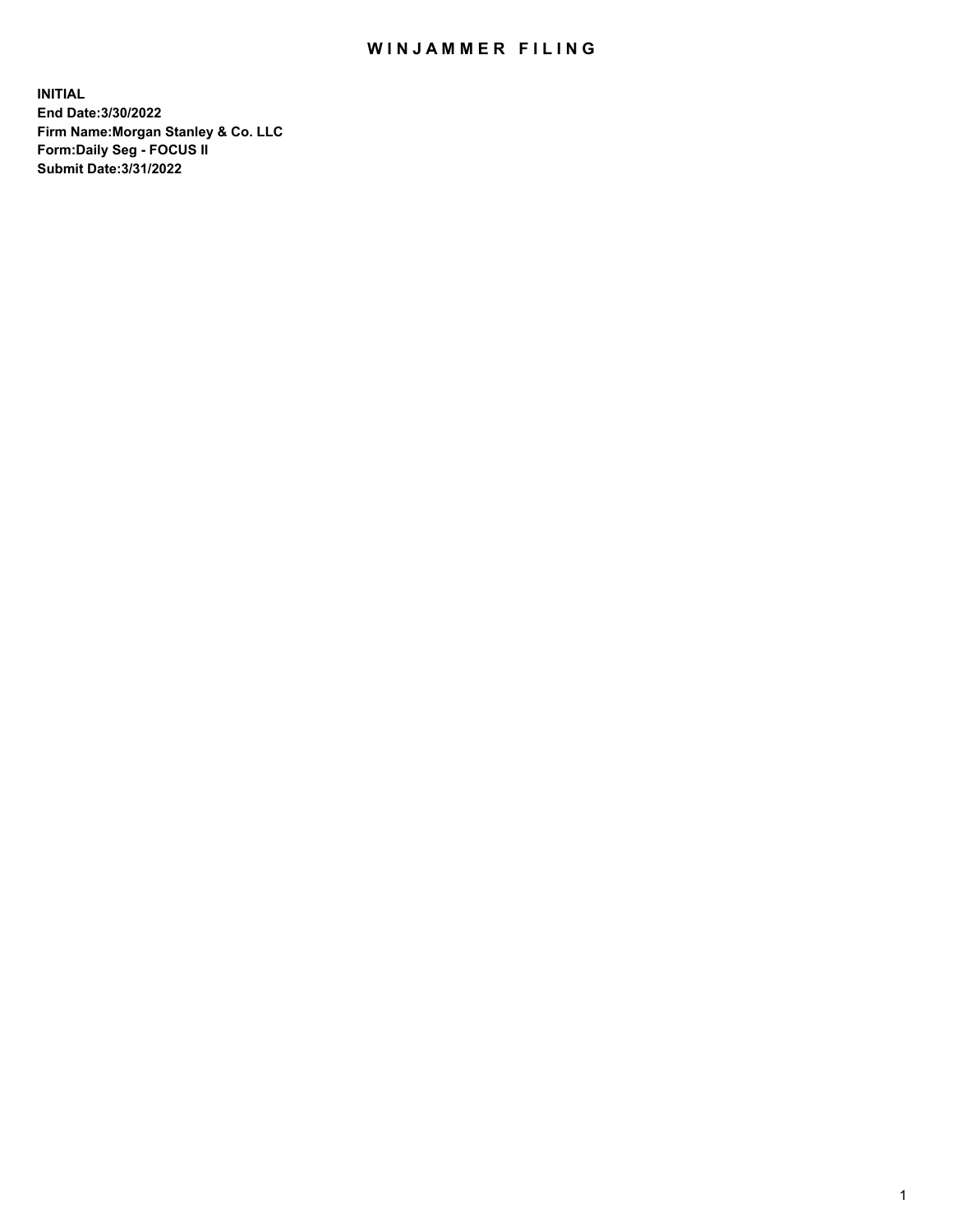# WINJAMMER FILING

**INITIAL**
**End Date:3/30/2022**
**Firm Name:Morgan Stanley & Co. LLC**
**Form:Daily Seg - FOCUS II**
**Submit Date:3/31/2022**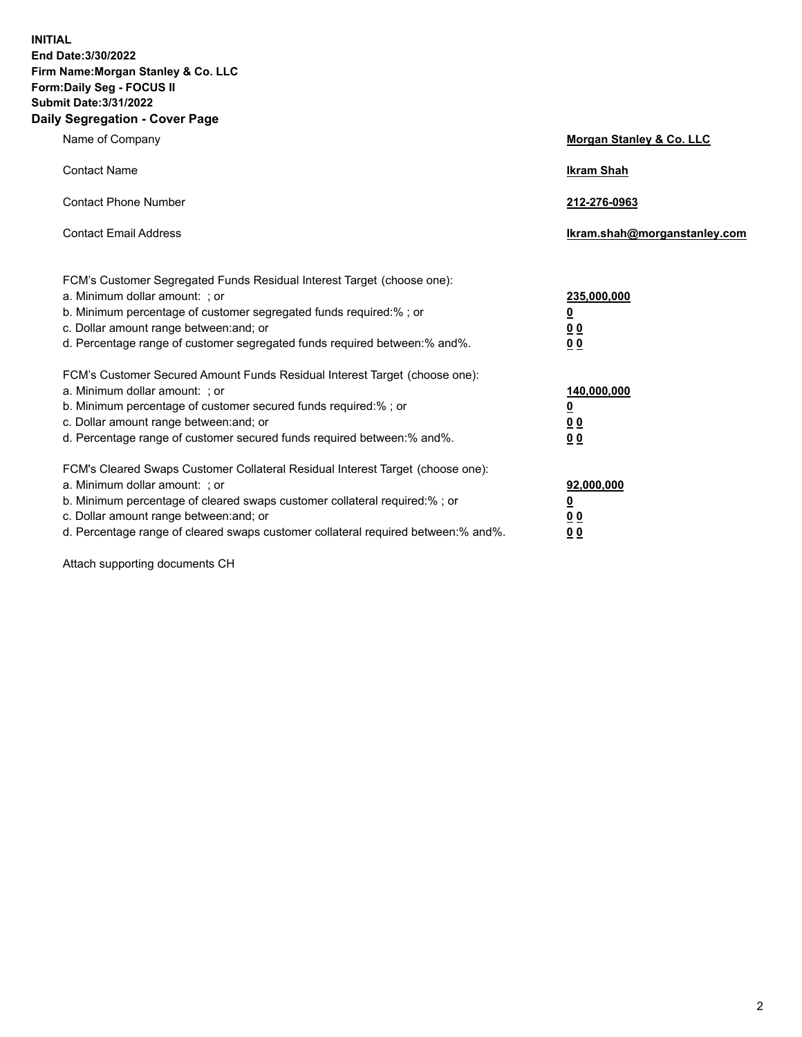**INITIAL**
**End Date:3/30/2022**
**Firm Name:Morgan Stanley & Co. LLC**
**Form:Daily Seg - FOCUS II**
**Submit Date:3/31/2022**

## Daily Segregation - Cover Page

| | |
|---|---|
| Name of Company | **Morgan Stanley & Co. LLC** |
| Contact Name | **Ikram Shah** |
| Contact Phone Number | **212-276-0963** |
| Contact Email Address | **Ikram.shah@morganstanley.com** |

| | |
|---|---|
| FCM's Customer Segregated Funds Residual Interest Target (choose one): | |
| a. Minimum dollar amount: ; or | **235,000,000** |
| b. Minimum percentage of customer segregated funds required:% ; or | **0** |
| c. Dollar amount range between:and; or | **0 0** |
| d. Percentage range of customer segregated funds required between:% and%. | **0 0** |
| FCM's Customer Secured Amount Funds Residual Interest Target (choose one): | |
| a. Minimum dollar amount: ; or | **140,000,000** |
| b. Minimum percentage of customer secured funds required:% ; or | **0** |
| c. Dollar amount range between:and; or | **0 0** |
| d. Percentage range of customer secured funds required between:% and%. | **0 0** |
| FCM's Cleared Swaps Customer Collateral Residual Interest Target (choose one): | |
| a. Minimum dollar amount: ; or | **92,000,000** |
| b. Minimum percentage of cleared swaps customer collateral required:% ; or | **0** |
| c. Dollar amount range between:and; or | **0 0** |
| d. Percentage range of cleared swaps customer collateral required between:% and%. | **0 0** |

Attach supporting documents CH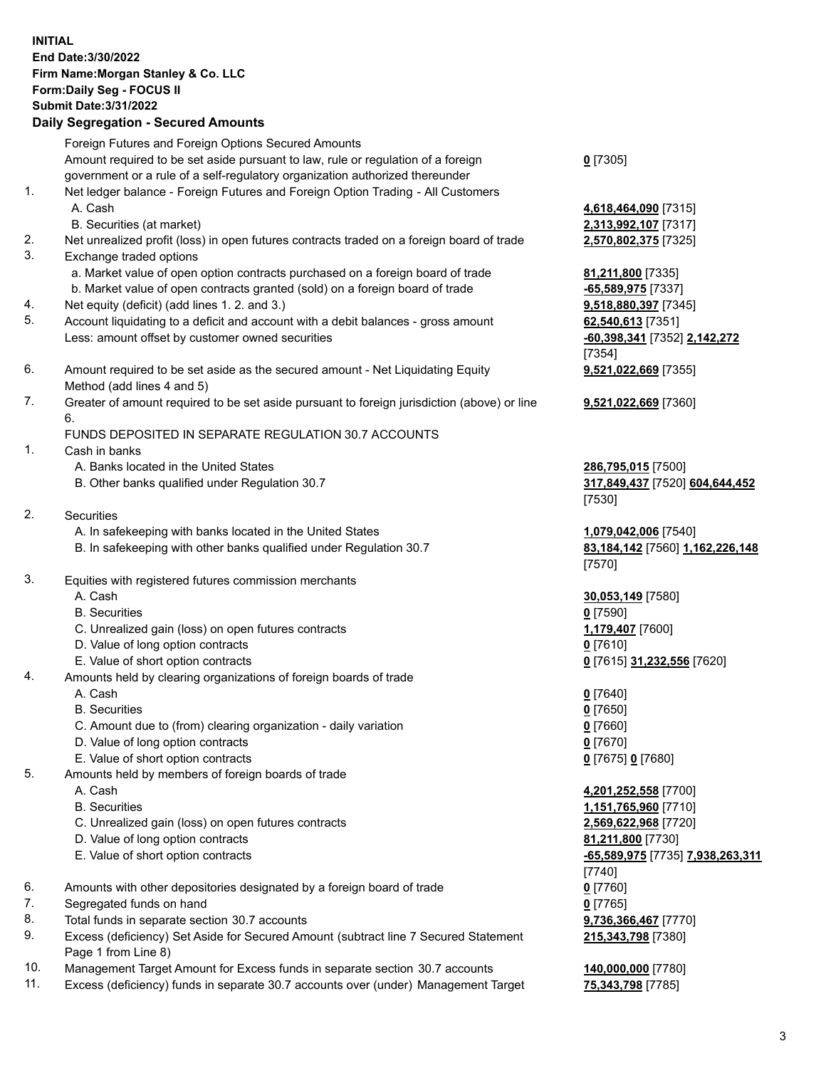**INITIAL**
**End Date:3/30/2022**
**Firm Name:Morgan Stanley & Co. LLC**
**Form:Daily Seg - FOCUS II**
**Submit Date:3/31/2022**

## Daily Segregation - Secured Amounts

| | | |
|---|---|---|
| | Foreign Futures and Foreign Options Secured Amounts | |
| | Amount required to be set aside pursuant to law, rule or regulation of a foreign government or a rule of a self-regulatory organization authorized thereunder | **0** [7305] |
| 1. | Net ledger balance - Foreign Futures and Foreign Option Trading - All Customers | |
| | A. Cash | **4,618,464,090** [7315] |
| | B. Securities (at market) | **2,313,992,107** [7317] |
| 2. | Net unrealized profit (loss) in open futures contracts traded on a foreign board of trade | **2,570,802,375** [7325] |
| 3. | Exchange traded options | |
| | a. Market value of open option contracts purchased on a foreign board of trade | **81,211,800** [7335] |
| | b. Market value of open contracts granted (sold) on a foreign board of trade | **-65,589,975** [7337] |
| 4. | Net equity (deficit) (add lines 1. 2. and 3.) | **9,518,880,397** [7345] |
| 5. | Account liquidating to a deficit and account with a debit balances - gross amount | **62,540,613** [7351] |
| | Less: amount offset by customer owned securities | **-60,398,341** [7352] **2,142,272** [7354] |
| 6. | Amount required to be set aside as the secured amount - Net Liquidating Equity Method (add lines 4 and 5) | **9,521,022,669** [7355] |
| 7. | Greater of amount required to be set aside pursuant to foreign jurisdiction (above) or line 6. | **9,521,022,669** [7360] |
| | FUNDS DEPOSITED IN SEPARATE REGULATION 30.7 ACCOUNTS | |
| 1. | Cash in banks | |
| | A. Banks located in the United States | **286,795,015** [7500] |
| | B. Other banks qualified under Regulation 30.7 | **317,849,437** [7520] **604,644,452** [7530] |
| 2. | Securities | |
| | A. In safekeeping with banks located in the United States | **1,079,042,006** [7540] |
| | B. In safekeeping with other banks qualified under Regulation 30.7 | **83,184,142** [7560] **1,162,226,148** [7570] |
| 3. | Equities with registered futures commission merchants | |
| | A. Cash | **30,053,149** [7580] |
| | B. Securities | **0** [7590] |
| | C. Unrealized gain (loss) on open futures contracts | **1,179,407** [7600] |
| | D. Value of long option contracts | **0** [7610] |
| | E. Value of short option contracts | **0** [7615] **31,232,556** [7620] |
| 4. | Amounts held by clearing organizations of foreign boards of trade | |
| | A. Cash | **0** [7640] |
| | B. Securities | **0** [7650] |
| | C. Amount due to (from) clearing organization - daily variation | **0** [7660] |
| | D. Value of long option contracts | **0** [7670] |
| | E. Value of short option contracts | **0** [7675] **0** [7680] |
| 5. | Amounts held by members of foreign boards of trade | |
| | A. Cash | **4,201,252,558** [7700] |
| | B. Securities | **1,151,765,960** [7710] |
| | C. Unrealized gain (loss) on open futures contracts | **2,569,622,968** [7720] |
| | D. Value of long option contracts | **81,211,800** [7730] |
| | E. Value of short option contracts | **-65,589,975** [7735] **7,938,263,311** [7740] |
| 6. | Amounts with other depositories designated by a foreign board of trade | **0** [7760] |
| 7. | Segregated funds on hand | **0** [7765] |
| 8. | Total funds in separate section 30.7 accounts | **9,736,366,467** [7770] |
| 9. | Excess (deficiency) Set Aside for Secured Amount (subtract line 7 Secured Statement Page 1 from Line 8) | **215,343,798** [7380] |
| 10. | Management Target Amount for Excess funds in separate section 30.7 accounts | **140,000,000** [7780] |
| 11. | Excess (deficiency) funds in separate 30.7 accounts over (under) Management Target | **75,343,798** [7785] |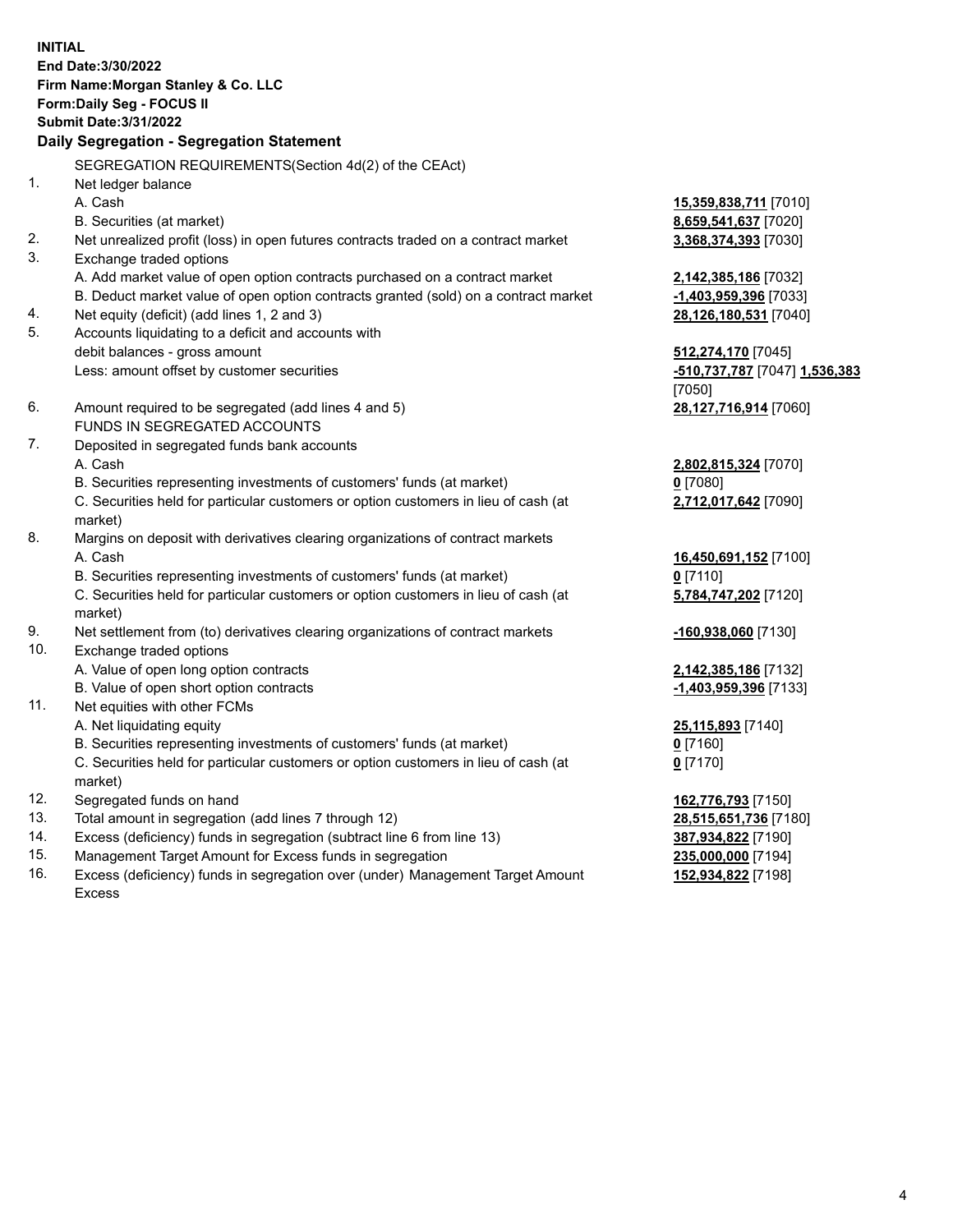**INITIAL**
**End Date:3/30/2022**
**Firm Name:Morgan Stanley & Co. LLC**
**Form:Daily Seg - FOCUS II**
**Submit Date:3/31/2022**

### Daily Segregation - Segregation Statement

SEGREGATION REQUIREMENTS(Section 4d(2) of the CEAct)

| | | |
|---|---|---|
| 1. | Net ledger balance | |
| | A. Cash | **15,359,838,711** [7010] |
| | B. Securities (at market) | **8,659,541,637** [7020] |
| 2. | Net unrealized profit (loss) in open futures contracts traded on a contract market | **3,368,374,393** [7030] |
| 3. | Exchange traded options | |
| | A. Add market value of open option contracts purchased on a contract market | **2,142,385,186** [7032] |
| | B. Deduct market value of open option contracts granted (sold) on a contract market | **-1,403,959,396** [7033] |
| 4. | Net equity (deficit) (add lines 1, 2 and 3) | **28,126,180,531** [7040] |
| 5. | Accounts liquidating to a deficit and accounts with debit balances - gross amount | **512,274,170** [7045] |
| | Less: amount offset by customer securities | **-510,737,787** [7047] **1,536,383** [7050] |
| 6. | Amount required to be segregated (add lines 4 and 5) | **28,127,716,914** [7060] |
| | FUNDS IN SEGREGATED ACCOUNTS | |
| 7. | Deposited in segregated funds bank accounts | |
| | A. Cash | **2,802,815,324** [7070] |
| | B. Securities representing investments of customers' funds (at market) | **0** [7080] |
| | C. Securities held for particular customers or option customers in lieu of cash (at market) | **2,712,017,642** [7090] |
| 8. | Margins on deposit with derivatives clearing organizations of contract markets | |
| | A. Cash | **16,450,691,152** [7100] |
| | B. Securities representing investments of customers' funds (at market) | **0** [7110] |
| | C. Securities held for particular customers or option customers in lieu of cash (at market) | **5,784,747,202** [7120] |
| 9. | Net settlement from (to) derivatives clearing organizations of contract markets | **-160,938,060** [7130] |
| 10. | Exchange traded options | |
| | A. Value of open long option contracts | **2,142,385,186** [7132] |
| | B. Value of open short option contracts | **-1,403,959,396** [7133] |
| 11. | Net equities with other FCMs | |
| | A. Net liquidating equity | **25,115,893** [7140] |
| | B. Securities representing investments of customers' funds (at market) | **0** [7160] |
| | C. Securities held for particular customers or option customers in lieu of cash (at market) | **0** [7170] |
| 12. | Segregated funds on hand | **162,776,793** [7150] |
| 13. | Total amount in segregation (add lines 7 through 12) | **28,515,651,736** [7180] |
| 14. | Excess (deficiency) funds in segregation (subtract line 6 from line 13) | **387,934,822** [7190] |
| 15. | Management Target Amount for Excess funds in segregation | **235,000,000** [7194] |
| 16. | Excess (deficiency) funds in segregation over (under) Management Target Amount Excess | **152,934,822** [7198] |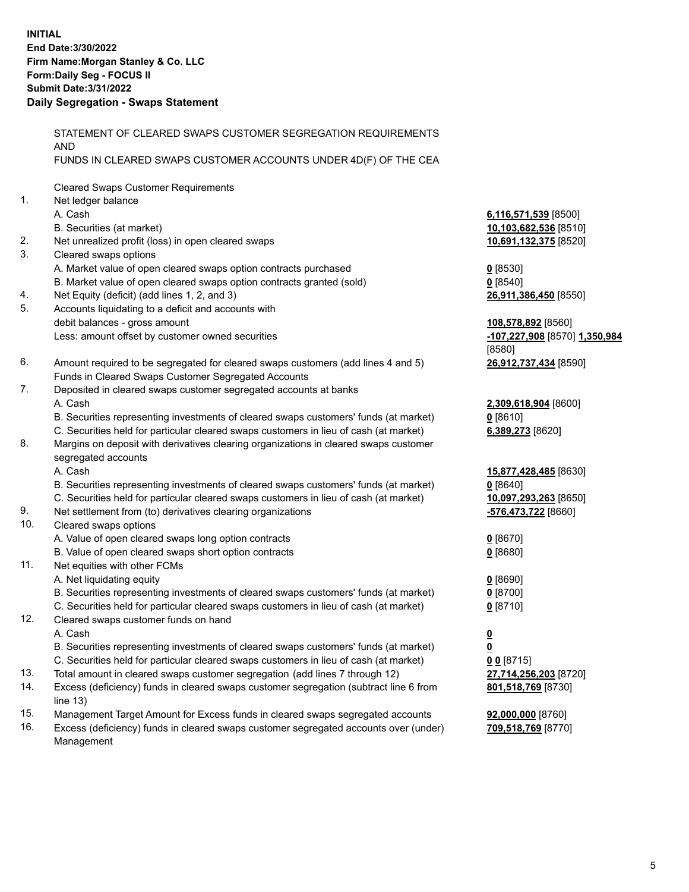**INITIAL**
**End Date:3/30/2022**
**Firm Name:Morgan Stanley & Co. LLC**
**Form:Daily Seg - FOCUS II**
**Submit Date:3/31/2022**
**Daily Segregation - Swaps Statement**

STATEMENT OF CLEARED SWAPS CUSTOMER SEGREGATION REQUIREMENTS AND FUNDS IN CLEARED SWAPS CUSTOMER ACCOUNTS UNDER 4D(F) OF THE CEA

| | | |
|---|---|---|
| | Cleared Swaps Customer Requirements | |
| 1. | Net ledger balance | |
| | A. Cash | **6,116,571,539** [8500] |
| | B. Securities (at market) | **10,103,682,536** [8510] |
| 2. | Net unrealized profit (loss) in open cleared swaps | **10,691,132,375** [8520] |
| 3. | Cleared swaps options | |
| | A. Market value of open cleared swaps option contracts purchased | **0** [8530] |
| | B. Market value of open cleared swaps option contracts granted (sold) | **0** [8540] |
| 4. | Net Equity (deficit) (add lines 1, 2, and 3) | **26,911,386,450** [8550] |
| 5. | Accounts liquidating to a deficit and accounts with debit balances - gross amount | **108,578,892** [8560] |
| | Less: amount offset by customer owned securities | **-107,227,908** [8570] **1,350,984** [8580] |
| 6. | Amount required to be segregated for cleared swaps customers (add lines 4 and 5) | **26,912,737,434** [8590] |
| | Funds in Cleared Swaps Customer Segregated Accounts | |
| 7. | Deposited in cleared swaps customer segregated accounts at banks | |
| | A. Cash | **2,309,618,904** [8600] |
| | B. Securities representing investments of cleared swaps customers' funds (at market) | **0** [8610] |
| | C. Securities held for particular cleared swaps customers in lieu of cash (at market) | **6,389,273** [8620] |
| 8. | Margins on deposit with derivatives clearing organizations in cleared swaps customer segregated accounts | |
| | A. Cash | **15,877,428,485** [8630] |
| | B. Securities representing investments of cleared swaps customers' funds (at market) | **0** [8640] |
| | C. Securities held for particular cleared swaps customers in lieu of cash (at market) | **10,097,293,263** [8650] |
| 9. | Net settlement from (to) derivatives clearing organizations | **-576,473,722** [8660] |
| 10. | Cleared swaps options | |
| | A. Value of open cleared swaps long option contracts | **0** [8670] |
| | B. Value of open cleared swaps short option contracts | **0** [8680] |
| 11. | Net equities with other FCMs | |
| | A. Net liquidating equity | **0** [8690] |
| | B. Securities representing investments of cleared swaps customers' funds (at market) | **0** [8700] |
| | C. Securities held for particular cleared swaps customers in lieu of cash (at market) | **0** [8710] |
| 12. | Cleared swaps customer funds on hand | |
| | A. Cash | **0** |
| | B. Securities representing investments of cleared swaps customers' funds (at market) | **0** |
| | C. Securities held for particular cleared swaps customers in lieu of cash (at market) | **0** **0** [8715] |
| 13. | Total amount in cleared swaps customer segregation (add lines 7 through 12) | **27,714,256,203** [8720] |
| 14. | Excess (deficiency) funds in cleared swaps customer segregation (subtract line 6 from line 13) | **801,518,769** [8730] |
| 15. | Management Target Amount for Excess funds in cleared swaps segregated accounts | **92,000,000** [8760] |
| 16. | Excess (deficiency) funds in cleared swaps customer segregated accounts over (under) Management | **709,518,769** [8770] |